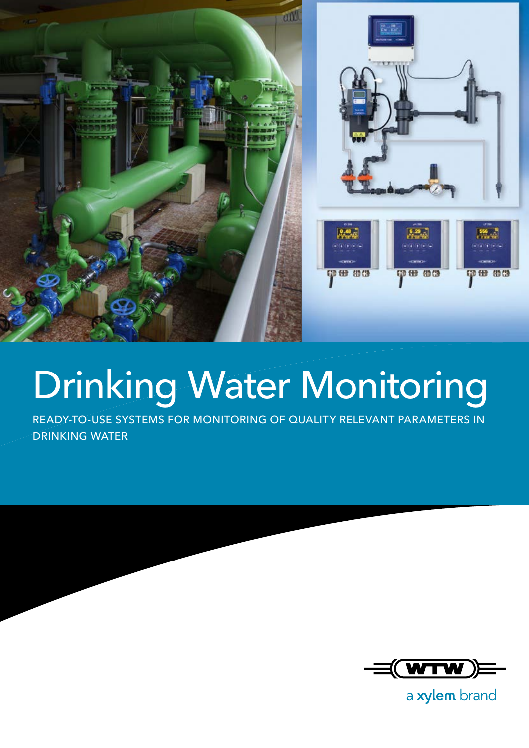# Drinking Water Monitoring

READY-TO-USE SYSTEMS FOR MONITORING OF QUALITY RELEVANT PARAMETERS IN DRINKING WATER

WTW

a xylem brand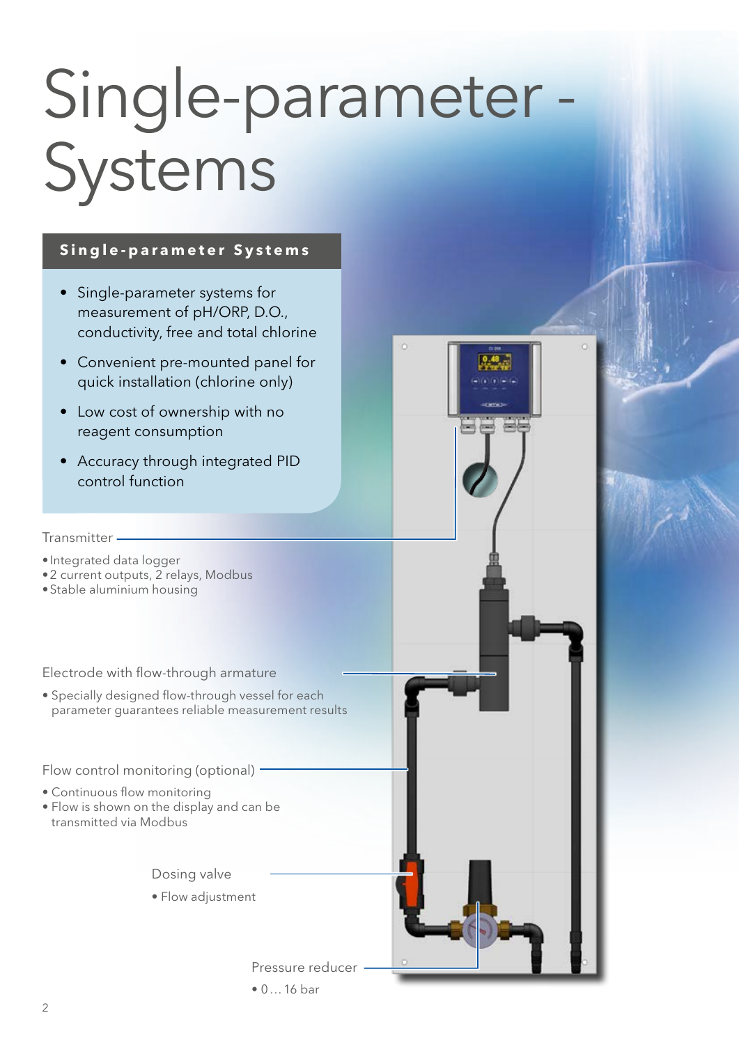# Single-parameter - Systems

## Single-parameter Systems

- Single-parameter systems for measurement of pH/ORP, D.O., conductivity, free and total chlorine
- Convenient pre-mounted panel for quick installation (chlorine only)
- Low cost of ownership with no reagent consumption
- Accuracy through integrated PID control function

Transmitter

- Integrated data logger
- 2 current outputs, 2 relays, Modbus
- Stable aluminium housing

Electrode with flow-through armature

- Specially designed flow-through vessel for each parameter guarantees reliable measurement results

Flow control monitoring (optional)

- Continuous flow monitoring
- Flow is shown on the display and can be transmitted via Modbus

Dosing valve

- Flow adjustment

Pressure reducer

- 0 … 16 bar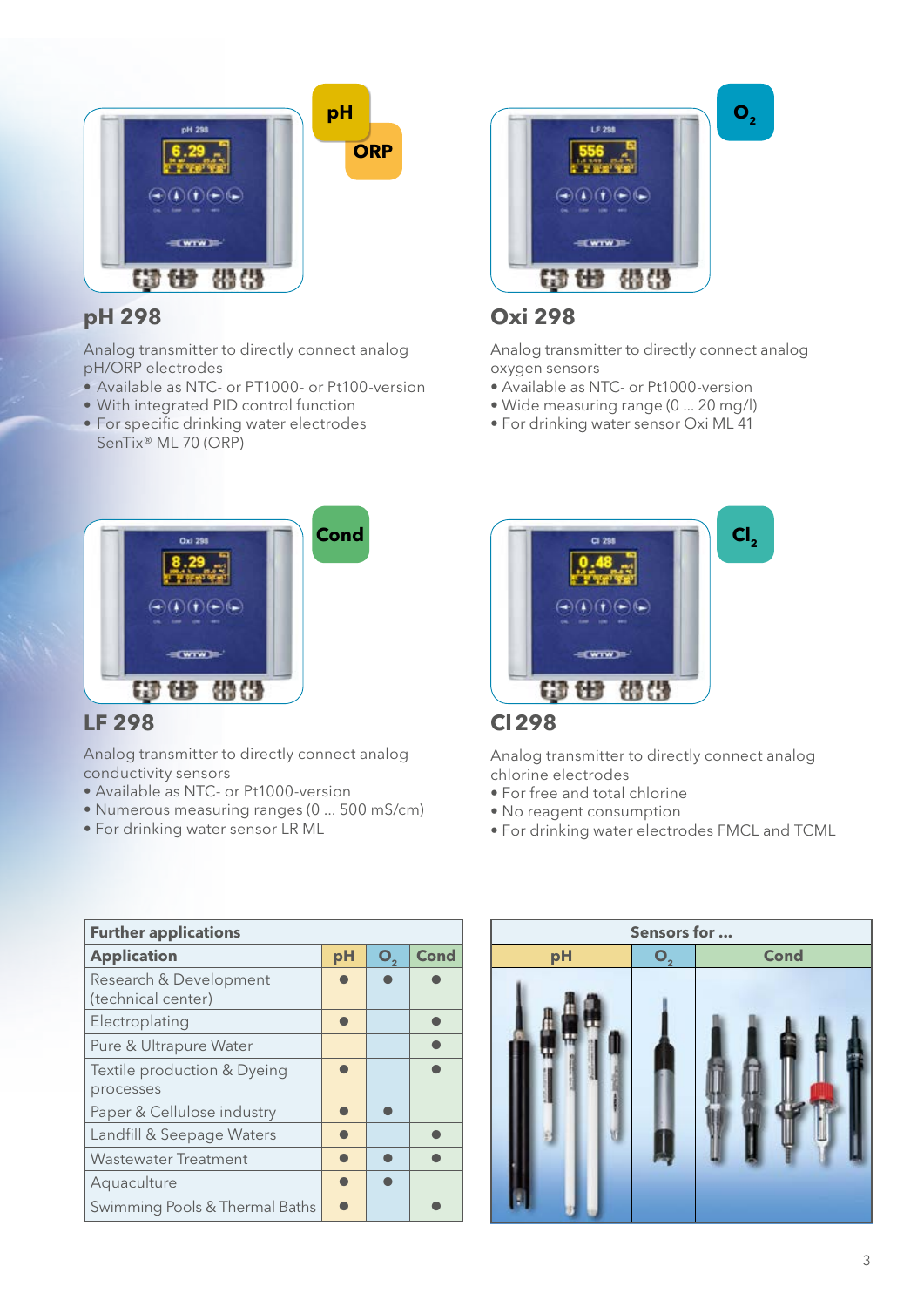## pH 298

Analog transmitter to directly connect analog pH/ORP electrodes

- Available as NTC- or PT1000- or Pt100-version
- With integrated PID control function
- For specific drinking water electrodes SenTix® ML 70 (ORP)

## Oxi 298

Analog transmitter to directly connect analog oxygen sensors

- Available as NTC- or Pt1000-version
- Wide measuring range (0 ... 20 mg/l)
- For drinking water sensor Oxi ML 41

## LF 298

Analog transmitter to directly connect analog conductivity sensors

- Available as NTC- or Pt1000-version
- Numerous measuring ranges (0 ... 500 mS/cm)
- For drinking water sensor LR ML

## Cl 298

Analog transmitter to directly connect analog chlorine electrodes

- For free and total chlorine
- No reagent consumption
- For drinking water electrodes FMCL and TCML

| Further applications | | | |
|---|---|---|---|
| **Application** | **pH** | **$O_2$** | **Cond** |
| Research & Development (technical center) | ● | ● | ● |
| Electroplating | ● | | ● |
| Pure & Ultrapure Water | | | ● |
| Textile production & Dyeing processes | ● | | ● |
| Paper & Cellulose industry | ● | ● | |
| Landfill & Seepage Waters | ● | | ● |
| Wastewater Treatment | ● | ● | ● |
| Aquaculture | ● | ● | |
| Swimming Pools & Thermal Baths | ● | | ● |

| Sensors for ... | | |
|---|---|---|
| **pH** | **$O_2$** | **Cond** |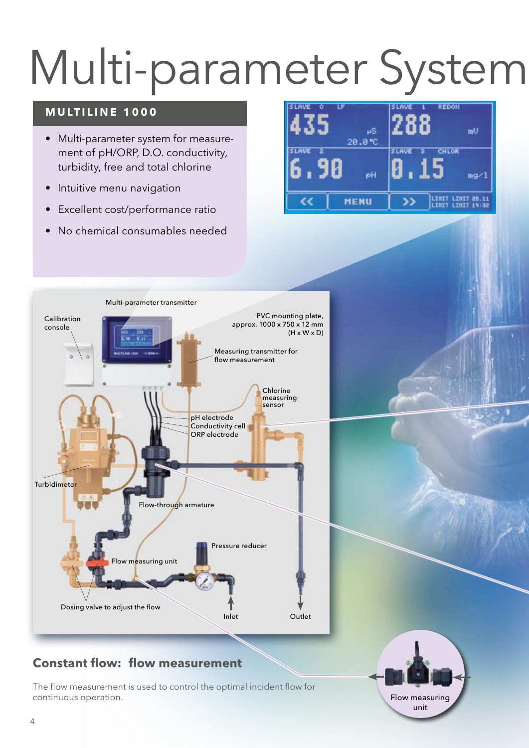# Multi-parameter System

## MULTILINE 1000

- Multi-parameter system for measurement of pH/ORP, D.O. conductivity, turbidity, free and total chlorine
- Intuitive menu navigation
- Excellent cost/performance ratio
- No chemical consumables needed

Multi-parameter transmitter

Calibration console

PVC mounting plate, approx. 1000 x 750 x 12 mm (H x W x D)

Measuring transmitter for flow measurement

Chlorine measuring sensor

pH electrode

Conductivity cell

ORP electrode

Turbidimeter

Flow-through armature

Pressure reducer

Flow measuring unit

Dosing valve to adjust the flow

Inlet

Outlet

### Constant flow: flow measurement

The flow measurement is used to control the optimal incident flow for continuous operation.

Flow measuring unit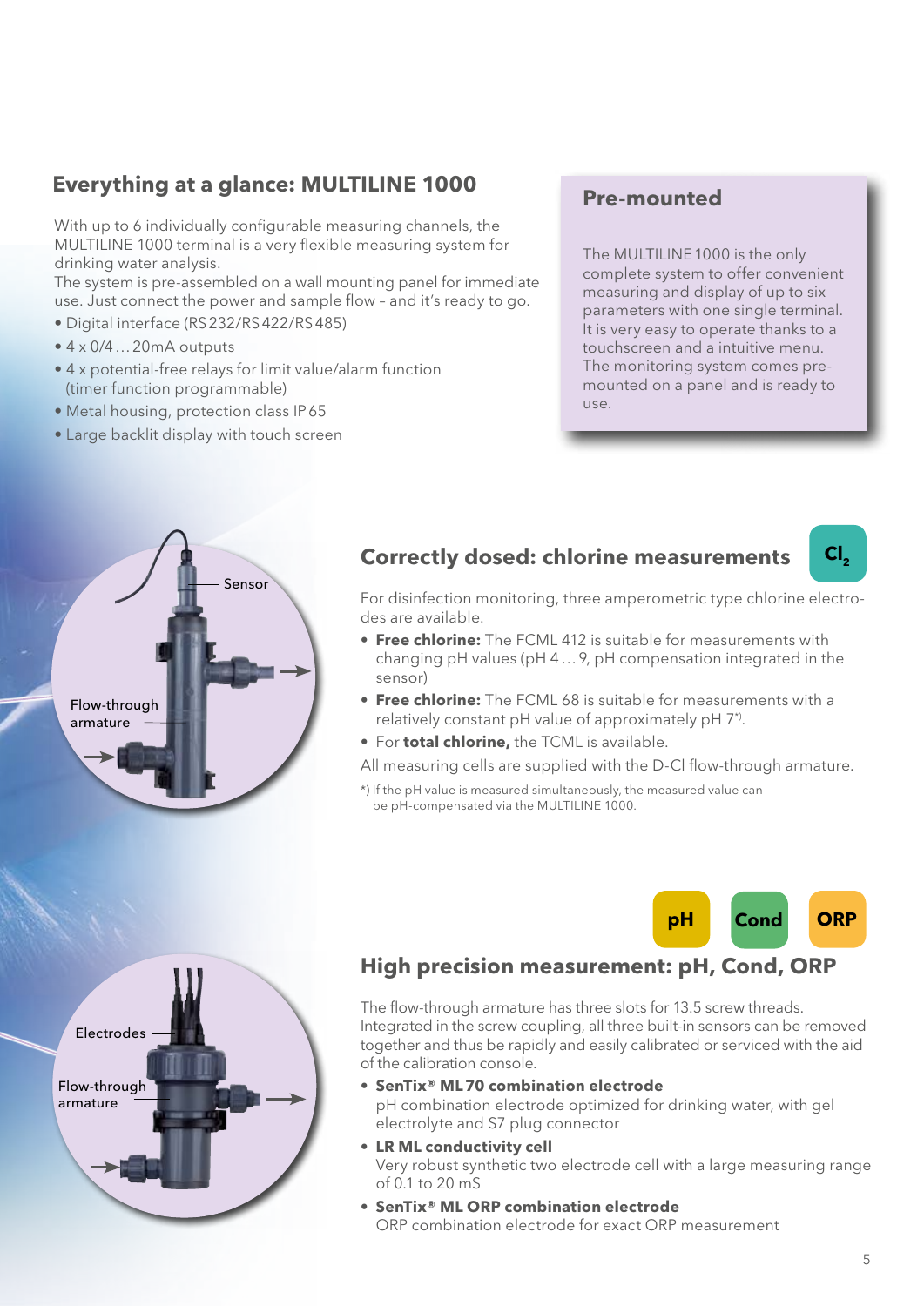## Everything at a glance: MULTILINE 1000

With up to 6 individually configurable measuring channels, the MULTILINE 1000 terminal is a very flexible measuring system for drinking water analysis.
The system is pre-assembled on a wall mounting panel for immediate use. Just connect the power and sample flow – and it's ready to go.

- Digital interface (RS 232/RS 422/RS 485)
- 4 x 0/4 … 20mA outputs
- 4 x potential-free relays for limit value/alarm function (timer function programmable)
- Metal housing, protection class IP 65
- Large backlit display with touch screen

### Pre-mounted

The MULTILINE 1000 is the only complete system to offer convenient measuring and display of up to six parameters with one single terminal. It is very easy to operate thanks to a touchscreen and a intuitive menu. The monitoring system comes pre-mounted on a panel and is ready to use.

Sensor

Flow-through armature

## Correctly dosed: chlorine measurements

$Cl_2$

For disinfection monitoring, three amperometric type chlorine electrodes are available.

- **Free chlorine:** The FCML 412 is suitable for measurements with changing pH values (pH 4 … 9, pH compensation integrated in the sensor)
- **Free chlorine:** The FCML 68 is suitable for measurements with a relatively constant pH value of approximately pH 7*).
- For **total chlorine,** the TCML is available.

All measuring cells are supplied with the D-Cl flow-through armature.

*) If the pH value is measured simultaneously, the measured value can be pH-compensated via the MULTILINE 1000.

Electrodes

Flow-through armature

pH | Cond | ORP

## High precision measurement: pH, Cond, ORP

The flow-through armature has three slots for 13.5 screw threads. Integrated in the screw coupling, all three built-in sensors can be removed together and thus be rapidly and easily calibrated or serviced with the aid of the calibration console.

- **SenTix® ML 70 combination electrode**
  pH combination electrode optimized for drinking water, with gel electrolyte and S7 plug connector
- **LR ML conductivity cell**
  Very robust synthetic two electrode cell with a large measuring range of 0.1 to 20 mS
- **SenTix® ML ORP combination electrode**
  ORP combination electrode for exact ORP measurement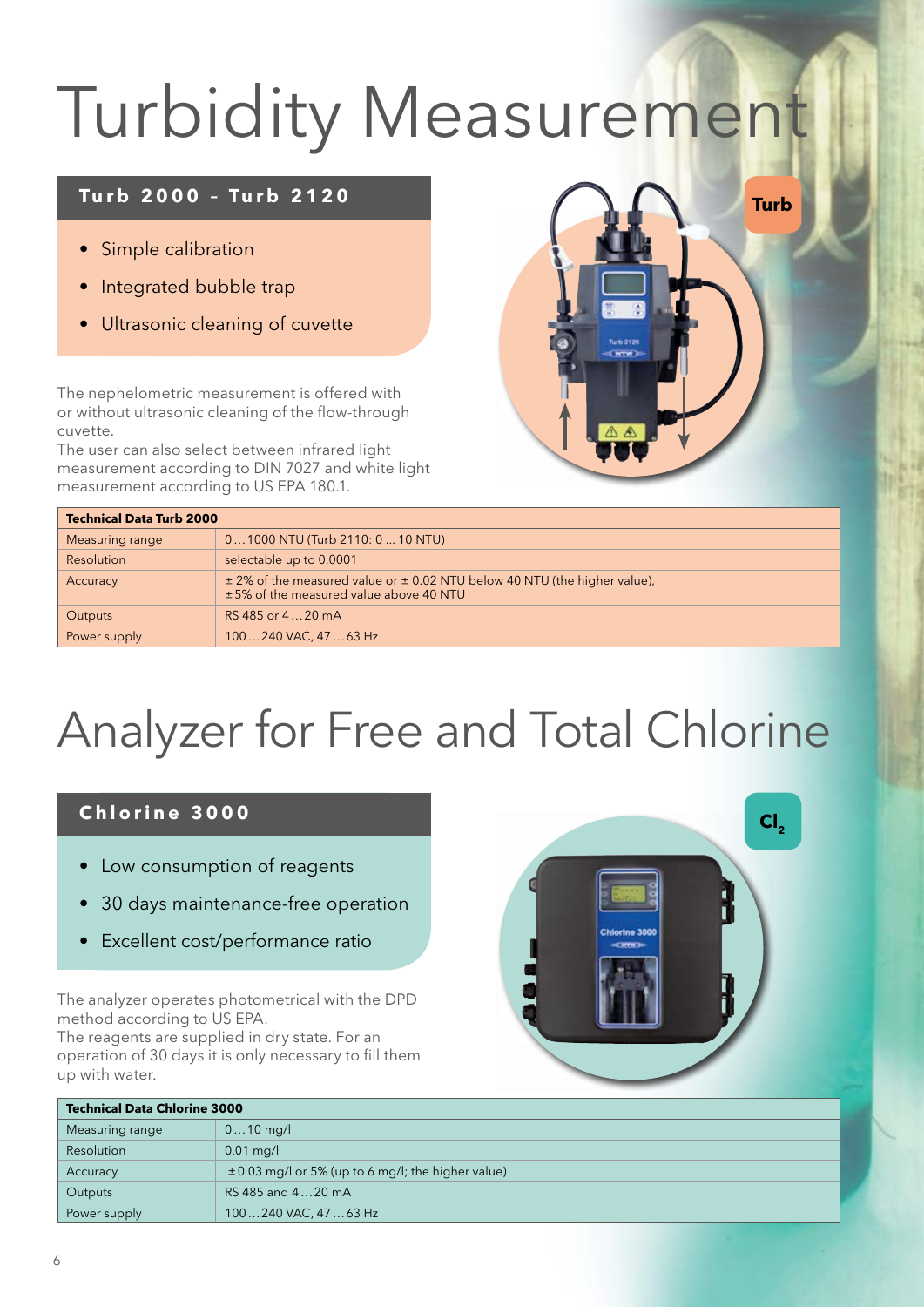# Turbidity Measurement

## Turb 2000 – Turb 2120

- Simple calibration
- Integrated bubble trap
- Ultrasonic cleaning of cuvette

The nephelometric measurement is offered with or without ultrasonic cleaning of the flow-through cuvette.
The user can also select between infrared light measurement according to DIN 7027 and white light measurement according to US EPA 180.1.

| Technical Data Turb 2000 | |
|---|---|
| Measuring range | 0 … 1000 NTU (Turb 2110: 0 ... 10 NTU) |
| Resolution | selectable up to 0.0001 |
| Accuracy | ± 2% of the measured value or ± 0.02 NTU below 40 NTU (the higher value), ± 5% of the measured value above 40 NTU |
| Outputs | RS 485 or 4 … 20 mA |
| Power supply | 100 … 240 VAC, 47 … 63 Hz |

# Analyzer for Free and Total Chlorine

## Chlorine 3000

- Low consumption of reagents
- 30 days maintenance-free operation
- Excellent cost/performance ratio

The analyzer operates photometrical with the DPD method according to US EPA.
The reagents are supplied in dry state. For an operation of 30 days it is only necessary to fill them up with water.

| Technical Data Chlorine 3000 | |
|---|---|
| Measuring range | 0 … 10 mg/l |
| Resolution | 0.01 mg/l |
| Accuracy | ± 0.03 mg/l or 5% (up to 6 mg/l; the higher value) |
| Outputs | RS 485 and 4 … 20 mA |
| Power supply | 100 … 240 VAC, 47 … 63 Hz |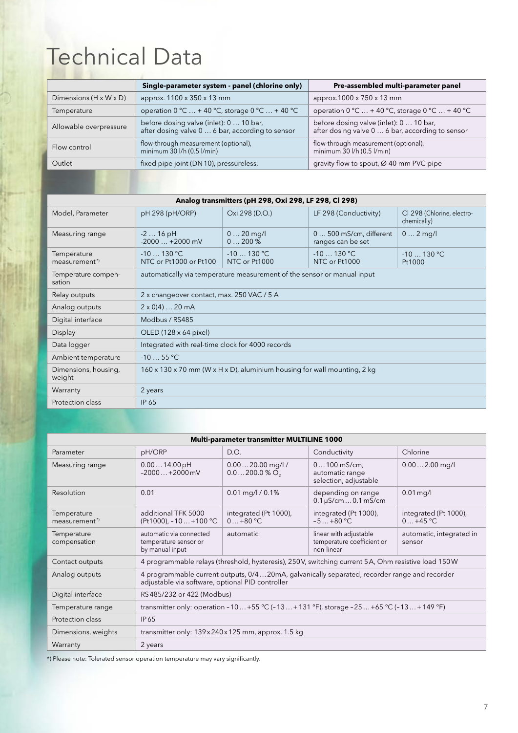# Technical Data

| | Single-parameter system - panel (chlorine only) | Pre-assembled multi-parameter panel |
|---|---|---|
| Dimensions (H x W x D) | approx. 1100 x 350 x 13 mm | approx.1000 x 750 x 13 mm |
| Temperature | operation 0 °C … + 40 °C, storage 0 °C … + 40 °C | operation 0 °C … + 40 °C, storage 0 °C … + 40 °C |
| Allowable overpressure | before dosing valve (inlet): 0 … 10 bar, after dosing valve 0 … 6 bar, according to sensor | before dosing valve (inlet): 0 … 10 bar, after dosing valve 0 … 6 bar, according to sensor |
| Flow control | flow-through measurement (optional), minimum 30 l/h (0.5 l/min) | flow-through measurement (optional), minimum 30 l/h (0.5 l/min) |
| Outlet | fixed pipe joint (DN 10), pressureless. | gravity flow to spout, Ø 40 mm PVC pipe |

| Analog transmitters (pH 298, Oxi 298, LF 298, Cl 298) | | | | |
|---|---|---|---|---|
| Model, Parameter | pH 298 (pH/ORP) | Oxi 298 (D.O.) | LF 298 (Conductivity) | Cl 298 (Chlorine, electro-chemically) |
| Measuring range | -2 … 16 pH<br>-2000 … +2000 mV | 0 … 20 mg/l<br>0 … 200 % | 0 … 500 mS/cm, different ranges can be set | 0 … 2 mg/l |
| Temperature measurement*) | -10 … 130 °C<br>NTC or Pt1000 or Pt100 | -10 … 130 °C<br>NTC or Pt1000 | -10 … 130 °C<br>NTC or Pt1000 | -10 … 130 °C<br>Pt1000 |
| Temperature compen-sation | automatically via temperature measurement of the sensor or manual input | | | |
| Relay outputs | 2 x changeover contact, max. 250 VAC / 5 A | | | |
| Analog outputs | 2 x 0(4) … 20 mA | | | |
| Digital interface | Modbus / RS485 | | | |
| Display | OLED (128 x 64 pixel) | | | |
| Data logger | Integrated with real-time clock for 4000 records | | | |
| Ambient temperature | -10 … 55 °C | | | |
| Dimensions, housing, weight | 160 x 130 x 70 mm (W x H x D), aluminium housing for wall mounting, 2 kg | | | |
| Warranty | 2 years | | | |
| Protection class | IP 65 | | | |

| Multi-parameter transmitter MULTILINE 1000 | | | | |
|---|---|---|---|---|
| Parameter | pH/ORP | D.O. | Conductivity | Chlorine |
| Measuring range | 0.00 … 14.00 pH<br>–2000 … +2000 mV | 0.00 … 20.00 mg/l /<br>0.0 … 200.0 % $O_2$ | 0 … 100 mS/cm, automatic range selection, adjustable | 0.00 … 2.00 mg/l |
| Resolution | 0.01 | 0.01 mg/l / 0.1% | depending on range 0.1 µS/cm … 0.1 mS/cm | 0.01 mg/l |
| Temperature measurement*) | additional TFK 5000 (Pt1000), –10 … +100 °C | integrated (Pt 1000), 0 … +80 °C | integrated (Pt 1000), –5 … +80 °C | integrated (Pt 1000), 0 … +45 °C |
| Temperature compensation | automatic via connected temperature sensor or by manual input | automatic | linear with adjustable temperature coefficient or non-linear | automatic, integrated in sensor |
| Contact outputs | 4 programmable relays (threshold, hysteresis), 250 V, switching current 5 A, Ohm resistive load 150 W | | | |
| Analog outputs | 4 programmable current outputs, 0/4 … 20mA, galvanically separated, recorder range and recorder adjustable via software, optional PID controller | | | |
| Digital interface | RS 485/232 or 422 (Modbus) | | | |
| Temperature range | transmitter only: operation –10 … +55 °C (–13 … +131 °F), storage –25 … +65 °C (–13 … +149 °F) | | | |
| Protection class | IP 65 | | | |
| Dimensions, weights | transmitter only: 139 x 240 x 125 mm, approx. 1.5 kg | | | |
| Warranty | 2 years | | | |

*) Please note: Tolerated sensor operation temperature may vary significantly.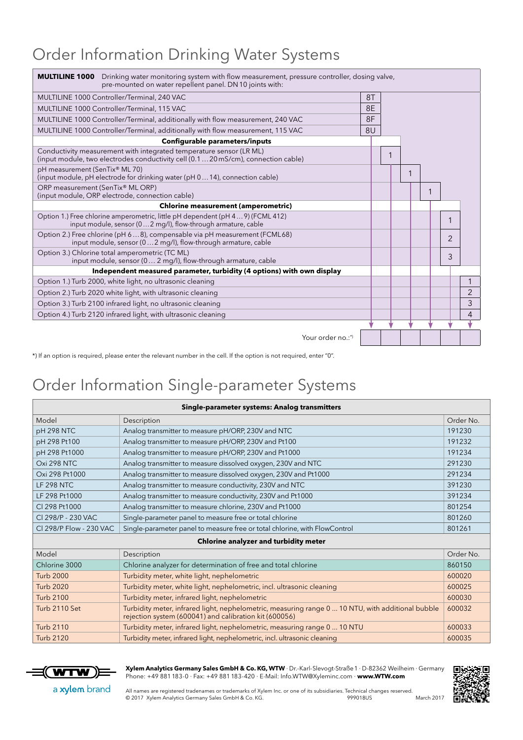# Order Information Drinking Water Systems

| **MULTILINE 1000** Drinking water monitoring system with flow measurement, pressure controller, dosing valve, pre-mounted on water repellent panel. DN 10 joints with: | | | | | | |
|---|---|---|---|---|---|---|
| MULTILINE 1000 Controller/Terminal, 240 VAC | 8T | | | | | |
| MULTILINE 1000 Controller/Terminal, 115 VAC | 8E | | | | | |
| MULTILINE 1000 Controller/Terminal, additionally with flow measurement, 240 VAC | 8F | | | | | |
| MULTILINE 1000 Controller/Terminal, additionally with flow measurement, 115 VAC | 8U | | | | | |
| **Configurable parameters/inputs** | | | | | | |
| Conductivity measurement with integrated temperature sensor (LR ML) (input module, two electrodes conductivity cell (0.1 … 20 mS/cm), connection cable) | | 1 | | | | |
| pH measurement (SenTix® ML 70) (input module, pH electrode for drinking water (pH 0 … 14), connection cable) | | | 1 | | | |
| ORP measurement (SenTix® ML ORP) (input module, ORP electrode, connection cable) | | | | 1 | | |
| **Chlorine measurement (amperometric)** | | | | | | |
| Option 1.) Free chlorine amperometric, little pH dependent (pH 4 … 9) (FCML 412) input module, sensor (0 … 2 mg/l), flow-through armature, cable | | | | | 1 | |
| Option 2.) Free chlorine (pH 6 … 8), compensable via pH measurement (FCML 68) input module, sensor (0 … 2 mg/l), flow-through armature, cable | | | | | 2 | |
| Option 3.) Chlorine total amperometric (TC ML) input module, sensor (0 … 2 mg/l), flow-through armature, cable | | | | | 3 | |
| **Independent measured parameter, turbidity (4 options) with own display** | | | | | | |
| Option 1.) Turb 2000, white light, no ultrasonic cleaning | | | | | | 1 |
| Option 2.) Turb 2020 white light, with ultrasonic cleaning | | | | | | 2 |
| Option 3.) Turb 2100 infrared light, no ultrasonic cleaning | | | | | | 3 |
| Option 4.) Turb 2120 infrared light, with ultrasonic cleaning | | | | | | 4 |
| Your order no.:*) | | | | | | |

*) If an option is required, please enter the relevant number in the cell. If the option is not required, enter "0".

# Order Information Single-parameter Systems

| **Single-parameter systems: Analog transmitters** | | |
|---|---|---|
| Model | Description | Order No. |
| pH 298 NTC | Analog transmitter to measure pH/ORP, 230V and NTC | 191230 |
| pH 298 Pt100 | Analog transmitter to measure pH/ORP, 230V and Pt100 | 191232 |
| pH 298 Pt1000 | Analog transmitter to measure pH/ORP, 230V and Pt1000 | 191234 |
| Oxi 298 NTC | Analog transmitter to measure dissolved oxygen, 230V and NTC | 291230 |
| Oxi 298 Pt1000 | Analog transmitter to measure dissolved oxygen, 230V and Pt1000 | 291234 |
| LF 298 NTC | Analog transmitter to measure conductivity, 230V and NTC | 391230 |
| LF 298 Pt1000 | Analog transmitter to measure conductivity, 230V and Pt1000 | 391234 |
| Cl 298 Pt1000 | Analog transmitter to measure chlorine, 230V and Pt1000 | 801254 |
| Cl 298/P - 230 VAC | Single-parameter panel to measure free or total chlorine | 801260 |
| Cl 298/P Flow - 230 VAC | Single-parameter panel to measure free or total chlorine, with FlowControl | 801261 |
| **Chlorine analyzer and turbidity meter** | | |
| Model | Description | Order No. |
| Chlorine 3000 | Chlorine analyzer for determination of free and total chlorine | 860150 |
| Turb 2000 | Turbidity meter, white light, nephelometric | 600020 |
| Turb 2020 | Turbidity meter, white light, nephelometric, incl. ultrasonic cleaning | 600025 |
| Turb 2100 | Turbidity meter, infrared light, nephelometric | 600030 |
| Turb 2110 Set | Turbidity meter, infrared light, nephelometric, measuring range 0 ... 10 NTU, with additional bubble rejection system (600041) and calibration kit (600056) | 600032 |
| Turb 2110 | Turbidity meter, infrared light, nephelometric, measuring range 0 ... 10 NTU | 600033 |
| Turb 2120 | Turbidity meter, infrared light, nephelometric, incl. ultrasonic cleaning | 600035 |

WTW
a xylem brand

**Xylem Analytics Germany Sales GmbH & Co. KG, WTW** · Dr.-Karl-Slevogt-Straße 1 · D-82362 Weilheim · Germany
Phone: +49 881 183-0 · Fax: +49 881 183-420 · E-Mail: Info.WTW@Xyleminc.com · **www.WTW.com**

All names are registered tradenames or trademarks of Xylem Inc. or one of its subsidiaries. Technical changes reserved.
© 2017 Xylem Analytics Germany Sales GmbH & Co. KG. 999018US March 2017